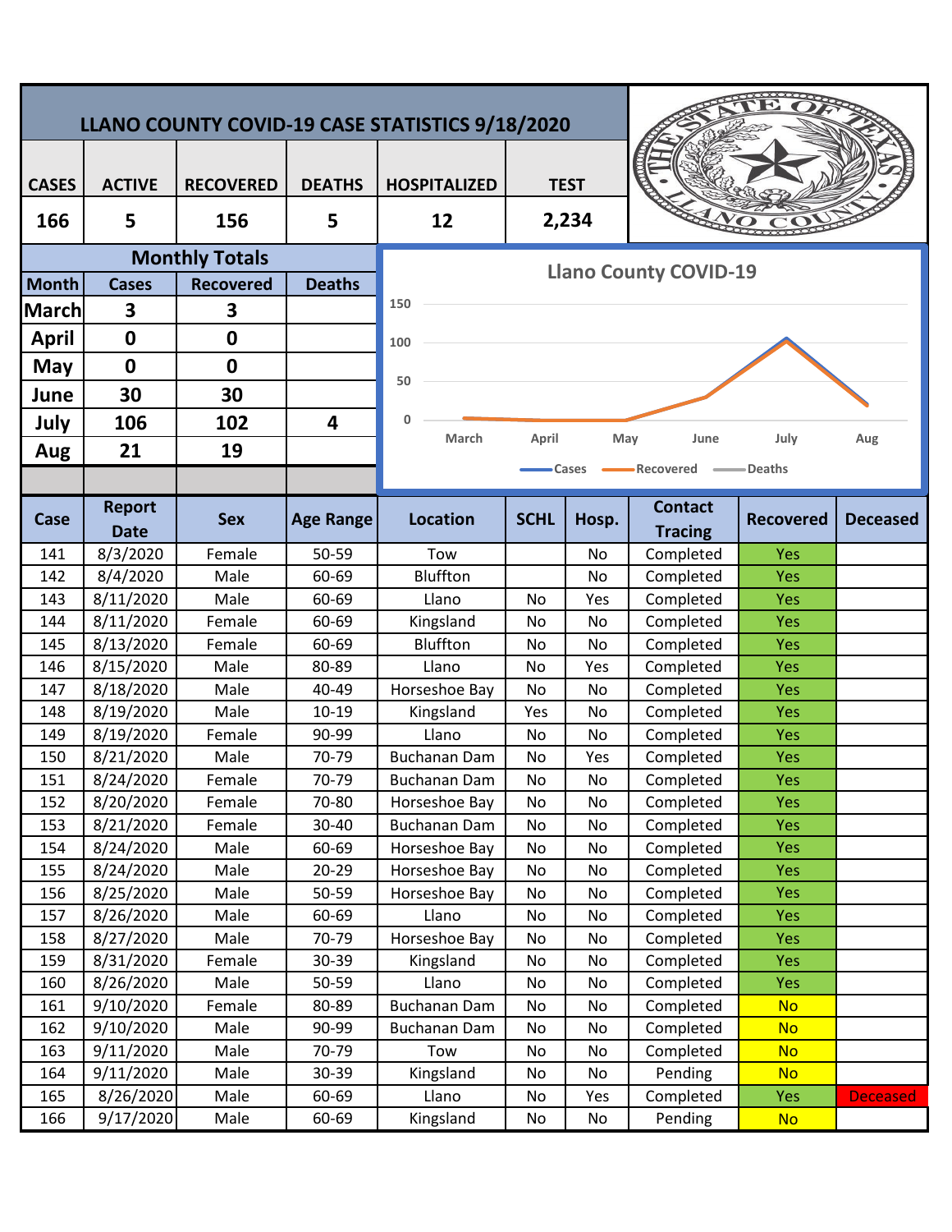# LLANO COUNTY COVID-19 CASE STATISTICS 9/18/2020

| CASES | ACTIVE | RECOVERED | DEATHS | HOSPITALIZED | TEST |
|---|---|---|---|---|---|
| 166 | 5 | 156 | 5 | 12 | 2,234 |

## Monthly Totals

| Month | Cases | Recovered | Deaths |
|---|---|---|---|
| March | 3 | 3 | |
| April | 0 | 0 | |
| May | 0 | 0 | |
| June | 30 | 30 | |
| July | 106 | 102 | 4 |
| Aug | 21 | 19 | |

**Llano County COVID-19** (chart: Cases, Recovered, Deaths — March, April, May, June, July, Aug)

| Case | Report Date | Sex | Age Range | Location | SCHL | Hosp. | Contact Tracing | Recovered | Deceased |
|---|---|---|---|---|---|---|---|---|---|
| 141 | 8/3/2020 | Female | 50-59 | Tow | | No | Completed | Yes | |
| 142 | 8/4/2020 | Male | 60-69 | Bluffton | | No | Completed | Yes | |
| 143 | 8/11/2020 | Male | 60-69 | Llano | No | Yes | Completed | Yes | |
| 144 | 8/11/2020 | Female | 60-69 | Kingsland | No | No | Completed | Yes | |
| 145 | 8/13/2020 | Female | 60-69 | Bluffton | No | No | Completed | Yes | |
| 146 | 8/15/2020 | Male | 80-89 | Llano | No | Yes | Completed | Yes | |
| 147 | 8/18/2020 | Male | 40-49 | Horseshoe Bay | No | No | Completed | Yes | |
| 148 | 8/19/2020 | Male | 10-19 | Kingsland | Yes | No | Completed | Yes | |
| 149 | 8/19/2020 | Female | 90-99 | Llano | No | No | Completed | Yes | |
| 150 | 8/21/2020 | Male | 70-79 | Buchanan Dam | No | Yes | Completed | Yes | |
| 151 | 8/24/2020 | Female | 70-79 | Buchanan Dam | No | No | Completed | Yes | |
| 152 | 8/20/2020 | Female | 70-80 | Horseshoe Bay | No | No | Completed | Yes | |
| 153 | 8/21/2020 | Female | 30-40 | Buchanan Dam | No | No | Completed | Yes | |
| 154 | 8/24/2020 | Male | 60-69 | Horseshoe Bay | No | No | Completed | Yes | |
| 155 | 8/24/2020 | Male | 20-29 | Horseshoe Bay | No | No | Completed | Yes | |
| 156 | 8/25/2020 | Male | 50-59 | Horseshoe Bay | No | No | Completed | Yes | |
| 157 | 8/26/2020 | Male | 60-69 | Llano | No | No | Completed | Yes | |
| 158 | 8/27/2020 | Male | 70-79 | Horseshoe Bay | No | No | Completed | Yes | |
| 159 | 8/31/2020 | Female | 30-39 | Kingsland | No | No | Completed | Yes | |
| 160 | 8/26/2020 | Male | 50-59 | Llano | No | No | Completed | Yes | |
| 161 | 9/10/2020 | Female | 80-89 | Buchanan Dam | No | No | Completed | No | |
| 162 | 9/10/2020 | Male | 90-99 | Buchanan Dam | No | No | Completed | No | |
| 163 | 9/11/2020 | Male | 70-79 | Tow | No | No | Completed | No | |
| 164 | 9/11/2020 | Male | 30-39 | Kingsland | No | No | Pending | No | |
| 165 | 8/26/2020 | Male | 60-69 | Llano | No | Yes | Completed | Yes | Deceased |
| 166 | 9/17/2020 | Male | 60-69 | Kingsland | No | No | Pending | No | |